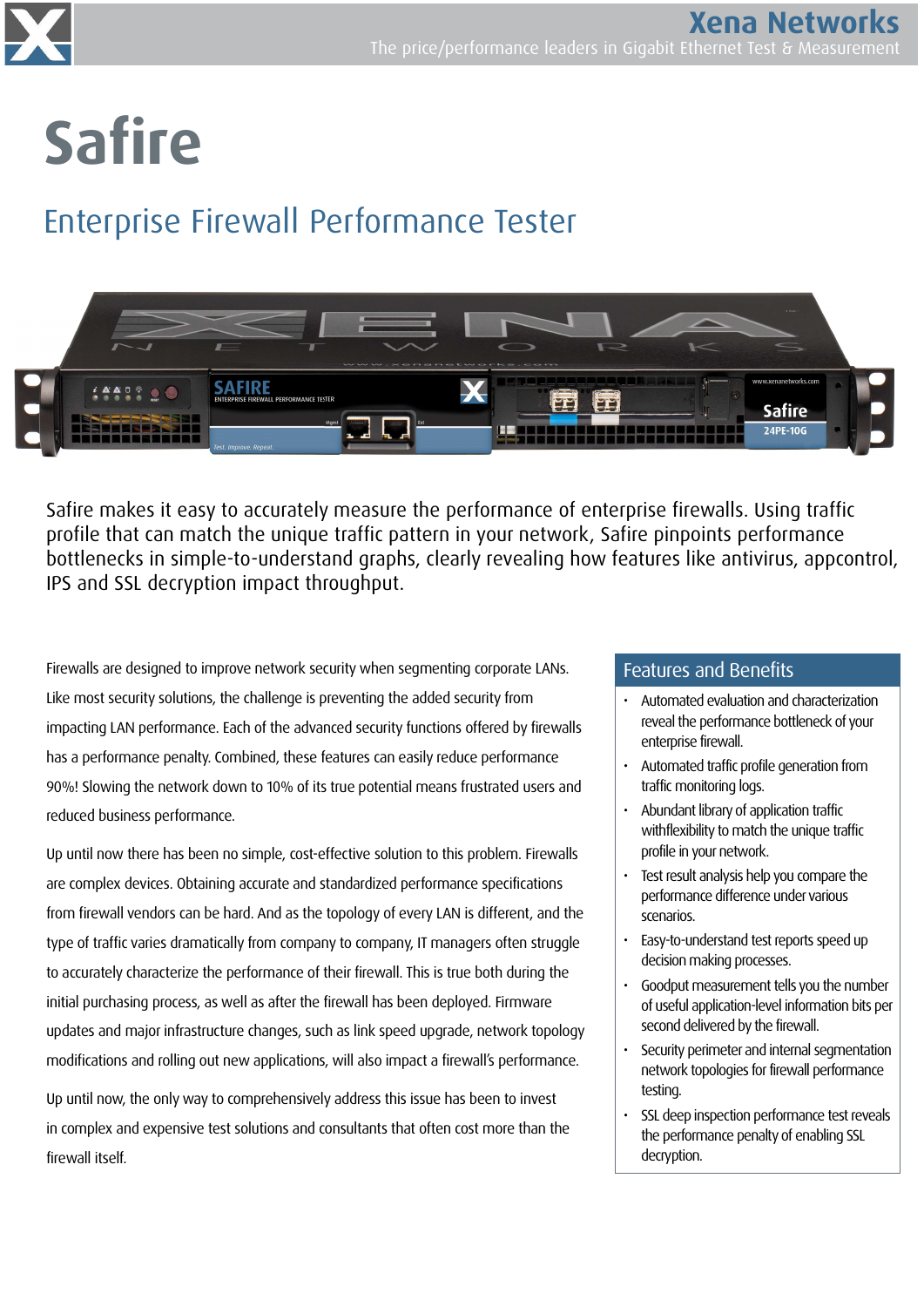# Safire

## Enterprise Firewall Performance Tester

Safire makes it easy to accurately measure the performance of enterprise firewalls. Using traffic profile that can match the unique traffic pattern in your network, Safire pinpoints performance bottlenecks in simple-to-understand graphs, clearly revealing how features like antivirus, appcontrol, IPS and SSL decryption impact throughput.

Firewalls are designed to improve network security when segmenting corporate LANs. Like most security solutions, the challenge is preventing the added security from impacting LAN performance. Each of the advanced security functions offered by firewalls has a performance penalty. Combined, these features can easily reduce performance 90%! Slowing the network down to 10% of its true potential means frustrated users and reduced business performance.

Up until now there has been no simple, cost-effective solution to this problem. Firewalls are complex devices. Obtaining accurate and standardized performance specifications from firewall vendors can be hard. And as the topology of every LAN is different, and the type of traffic varies dramatically from company to company, IT managers often struggle to accurately characterize the performance of their firewall. This is true both during the initial purchasing process, as well as after the firewall has been deployed. Firmware updates and major infrastructure changes, such as link speed upgrade, network topology modifications and rolling out new applications, will also impact a firewall's performance.

Up until now, the only way to comprehensively address this issue has been to invest in complex and expensive test solutions and consultants that often cost more than the firewall itself.

### Features and Benefits

- Automated evaluation and characterization reveal the performance bottleneck of your enterprise firewall.
- Automated traffic profile generation from traffic monitoring logs.
- Abundant library of application traffic withflexibility to match the unique traffic profile in your network.
- Test result analysis help you compare the performance difference under various scenarios.
- Easy-to-understand test reports speed up decision making processes.
- Goodput measurement tells you the number of useful application-level information bits per second delivered by the firewall.
- Security perimeter and internal segmentation network topologies for firewall performance testing.
- SSL deep inspection performance test reveals the performance penalty of enabling SSL decryption.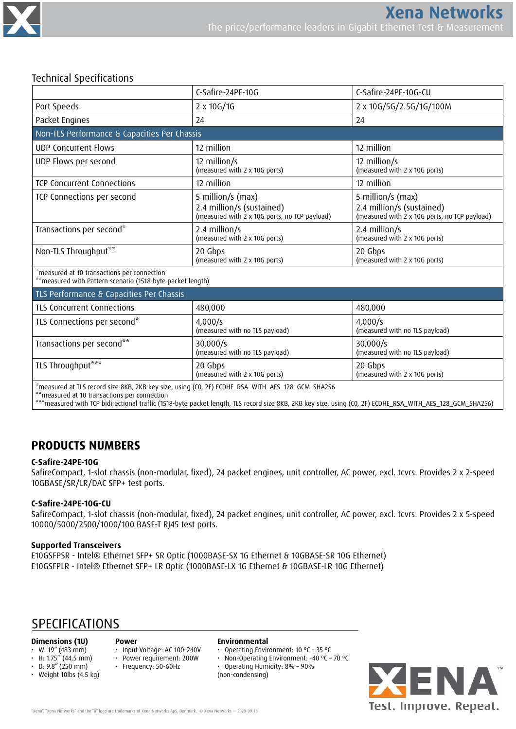## Technical Specifications

| | C-Safire-24PE-10G | C-Safire-24PE-10G-CU |
|---|---|---|
| Port Speeds | 2 x 10G/1G | 2 x 10G/5G/2.5G/1G/100M |
| Packet Engines | 24 | 24 |
| **Non-TLS Performance & Capacities Per Chassis** | | |
| UDP Concurrent Flows | 12 million | 12 million |
| UDP Flows per second | 12 million/s (measured with 2 x 10G ports) | 12 million/s (measured with 2 x 10G ports) |
| TCP Concurrent Connections | 12 million | 12 million |
| TCP Connections per second | 5 million/s (max) 2.4 million/s (sustained) (measured with 2 x 10G ports, no TCP payload) | 5 million/s (max) 2.4 million/s (sustained) (measured with 2 x 10G ports, no TCP payload) |
| Transactions per second* | 2.4 million/s (measured with 2 x 10G ports) | 2.4 million/s (measured with 2 x 10G ports) |
| Non-TLS Throughput** | 20 Gbps (measured with 2 x 10G ports) | 20 Gbps (measured with 2 x 10G ports) |
| *measured at 10 transactions per connection **measured with Pattern scenario (1518-byte packet length) | | |
| **TLS Performance & Capacities Per Chassis** | | |
| TLS Concurrent Connections | 480,000 | 480,000 |
| TLS Connections per second* | 4,000/s (measured with no TLS payload) | 4,000/s (measured with no TLS payload) |
| Transactions per second** | 30,000/s (measured with no TLS payload) | 30,000/s (measured with no TLS payload) |
| TLS Throughput*** | 20 Gbps (measured with 2 x 10G ports) | 20 Gbps (measured with 2 x 10G ports) |
| *measured at TLS record size 8KB, 2KB key size, using (C0, 2F) ECDHE_RSA_WITH_AES_128_GCM_SHA256 **measured at 10 transactions per connection ***measured with TCP bidirectional traffic (1518-byte packet length, TLS record size 8KB, 2KB key size, using (C0, 2F) ECDHE_RSA_WITH_AES_128_GCM_SHA256) | | |

## PRODUCTS NUMBERS

**C-Safire-24PE-10G**
SafireCompact, 1-slot chassis (non-modular, fixed), 24 packet engines, unit controller, AC power, excl. tcvrs. Provides 2 x 2-speed 10GBASE/SR/LR/DAC SFP+ test ports.

**C-Safire-24PE-10G-CU**
SafireCompact, 1-slot chassis (non-modular, fixed), 24 packet engines, unit controller, AC power, excl. tcvrs. Provides 2 x 5-speed 10000/5000/2500/1000/100 BASE-T RJ45 test ports.

**Supported Transceivers**
E10GSFPSR - Intel® Ethernet SFP+ SR Optic (1000BASE-SX 1G Ethernet & 10GBASE-SR 10G Ethernet)
E10GSFPLR - Intel® Ethernet SFP+ LR Optic (1000BASE-LX 1G Ethernet & 10GBASE-LR 10G Ethernet)

## SPECIFICATIONS

**Dimensions (1U)**
- W: 19" (483 mm)
- H: 1.75´´ (44,5 mm)
- D: 9.8" (250 mm)
- Weight 10lbs (4.5 kg)

**Power**
- Input Voltage: AC 100–240V
- Power requirement: 200W
- Frequency: 50-60Hz

**Environmental**
- Operating Environment: 10 °C – 35 °C
- Non-Operating Environment: -40 °C – 70 °C
- Operating Humidity: 8% – 90% (non-condensing)

"Xena", "Xena Networks" and the "X" logo are trademarks of Xena Networks ApS, Denmark. © Xena Networks — 2020-09-18